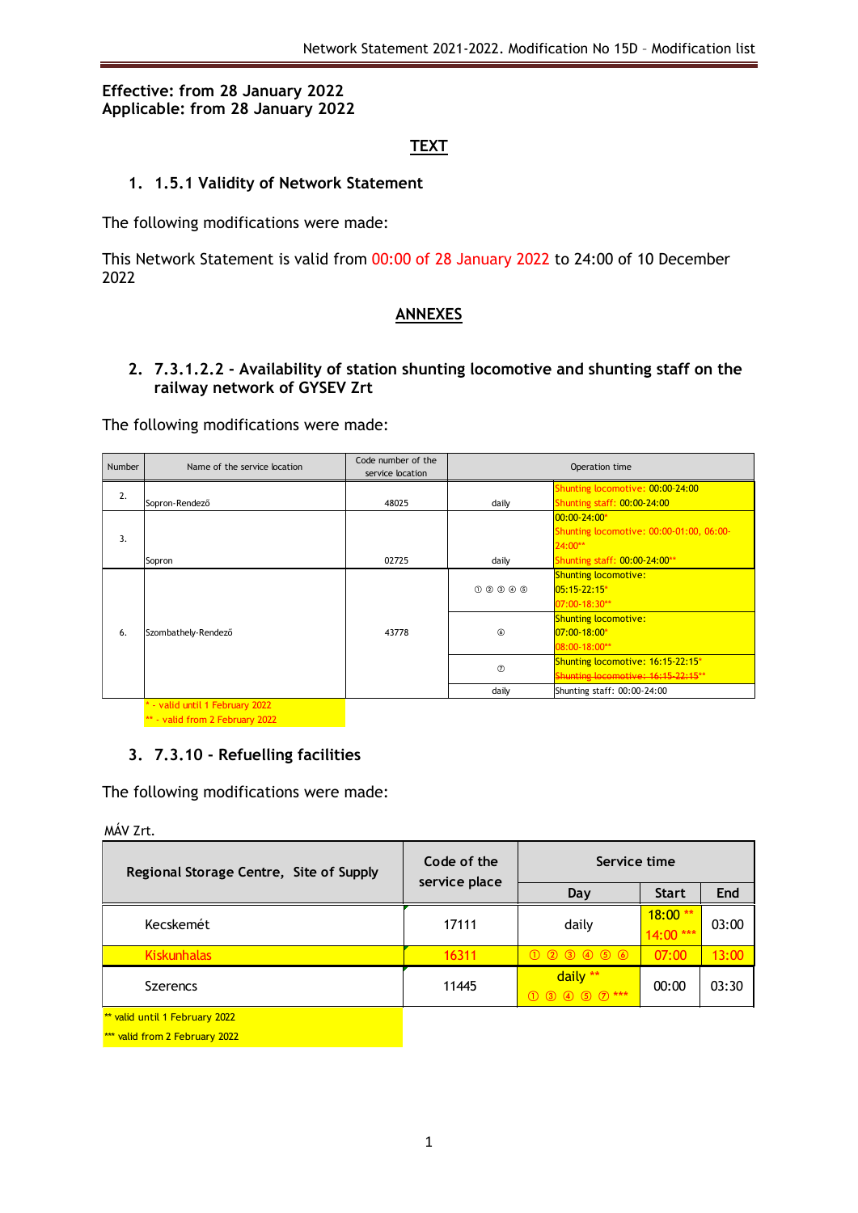**Effective: from 28 January 2022**
**Applicable: from 28 January 2022**

## TEXT

### 1. 1.5.1 Validity of Network Statement

The following modifications were made:

This Network Statement is valid from 00:00 of 28 January 2022 to 24:00 of 10 December 2022

## ANNEXES

### 2. 7.3.1.2.2 - Availability of station shunting locomotive and shunting staff on the railway network of GYSEV Zrt

The following modifications were made:

| Number | Name of the service location | Code number of the service location | Operation time | |
|---|---|---|---|---|
| 2. | Sopron-Rendező | 48025 | daily | Shunting locomotive: 00:00-24:00<br>Shunting staff: 00:00-24:00 |
| 3. | Sopron | 02725 | daily | 00:00-24:00*<br>Shunting locomotive: 00:00-01:00, 06:00-24:00**<br>Shunting staff: 00:00-24:00** |
| 6. | Szombathely-Rendező | 43778 | ① ② ③ ④ ⑤ | Shunting locomotive:<br>05:15-22:15*<br>07:00-18:30** |
| | | | ⑥ | Shunting locomotive:<br>07:00-18:00*<br>08:00-18:00** |
| | | | ⑦ | Shunting locomotive: 16:15-22:15*<br>~~Shunting locomotive: 16:15-22:15**~~ |
| | | | daily | Shunting staff: 00:00-24:00 |

\* - valid until 1 February 2022
\** - valid from 2 February 2022

### 3. 7.3.10 - Refuelling facilities

The following modifications were made:

MÁV Zrt.

| Regional Storage Centre, Site of Supply | Code of the service place | Service time | | |
|---|---|---|---|---|
| | | Day | Start | End |
| Kecskemét | 17111 | daily | 18:00 **<br>14:00 *** | 03:00 |
| Kiskunhalas | 16311 | ① ② ③ ④ ⑤ ⑥ | 07:00 | 13:00 |
| Szerencs | 11445 | daily **<br>① ③ ④ ⑤ ⑦ *** | 00:00 | 03:30 |

\** valid until 1 February 2022
\*** valid from 2 February 2022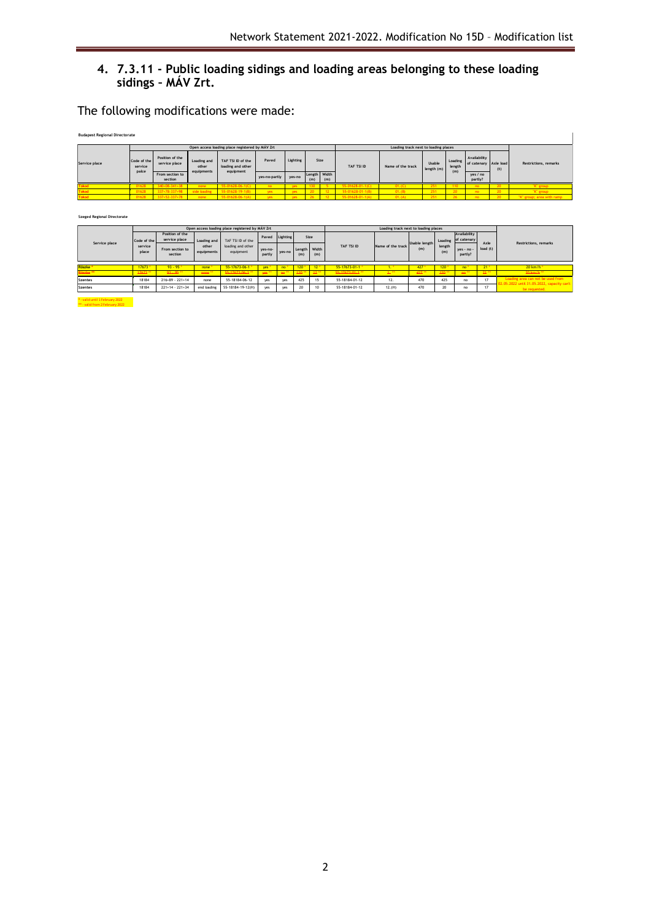## 4. 7.3.11 - Public loading sidings and loading areas belonging to these loading sidings – MÁV Zrt.

The following modifications were made:

**Budapest Regional Directorate**

| Service place | Open access loading place registered by MÁV Zrt | | | | | | | | Loading track next to loading places | | | | | | Restrictions, remarks |
|---|---|---|---|---|---|---|---|---|---|---|---|---|---|---|---|
| | Code of the service palce | Position of the service place | Loading and other equipments | TAF TSI ID of the loading and other equipment | Paved | Lighting | Size | | TAF TSI ID | Name of the track | Usable length (m) | Loading length (m) | Availability of catenary | Axle load (t) | |
| | | From section to section | | | yes-no-partly | yes-no | Length (m) | Width (m) | | | | | yes / no partly? | | |
| Tokod | 01628 | 340+08-341+38 | none | 55-01628-06-1(C) | no | yes | 130 | 6 | 55-01628-01-1(C) | 01. (C) | 251 | 130 | no | 20 | "K" group |
| Tokod | 01628 | 337+78-337+98 | side loading | 55-01628-19-1(B) | yes | yes | 20 | 12 | 55-01628-01-1(B) | 01. (B) | 251 | 20 | no | 20 | "K" group |
| Tokod | 01628 | 337+52-337+78 | none | 55-01628-06-1(A) | yes | yes | 26 | 12 | 55-01628-01-1(A) | 01. (A) | 251 | 26 | no | 20 | "K" group; area with ramp |

**Szeged Regional Directorate**

| Service place | Open access loading place registered by MÁV Zrt | | | | | | | | Loading track next to loading places | | | | | | Restrictions, remarks |
|---|---|---|---|---|---|---|---|---|---|---|---|---|---|---|---|
| | Code of the service place | Position of the service place | Loading and other equipments | TAF TSI ID of the loading and other equipment | Paved | Lighting | Size | | TAF TSI ID | Name of the track | Usable length (m) | Loading length (m) | Availability of catenary | Axle load (t) | |
| | | From section to section | | | yes-no-partly | yes-no | Length (m) | Width (m) | | | | | yes - no - partly? | | |
| Röszke * | 17673 * | 93 - 95 * | none * | 55-17673-06-1 * | yes * | no * | 120 * | 12 * | 55-17673-01-1 * | 1. * | 427 * | 120 * | no * | 21 * | 20 km/h * |
| ~~Röszke **~~ | ~~17673 **~~ | ~~93 - 95 **~~ | ~~none **~~ | ~~55-17673-06-1 **~~ | ~~yes **~~ | ~~no **~~ | ~~120 **~~ | ~~12 **~~ | ~~55-17673-01-1 **~~ | ~~1. **~~ | ~~427 **~~ | ~~120 **~~ | ~~no **~~ | ~~21 **~~ | ~~20 km/h **~~ |
| Szentes | 18184 | 216+89 - 221+14 | none | 55-18184-06-12 | yes | yes | 425 | 15 | 55-18184-01-12 | 12. | 470 | 425 | no | 17 | Loading area can not be used from 02.05.2022 until 31.05.2022, capacity can't be requested. |
| Szentes | 18184 | 221+14 - 221+34 | end loading | 55-18184-19-12(H) | yes | yes | 20 | 10 | 55-18184-01-12 | 12. (H) | 470 | 20 | no | 17 | |

\* - valid until 3 February 2022
\** - valid from 2 February 2022